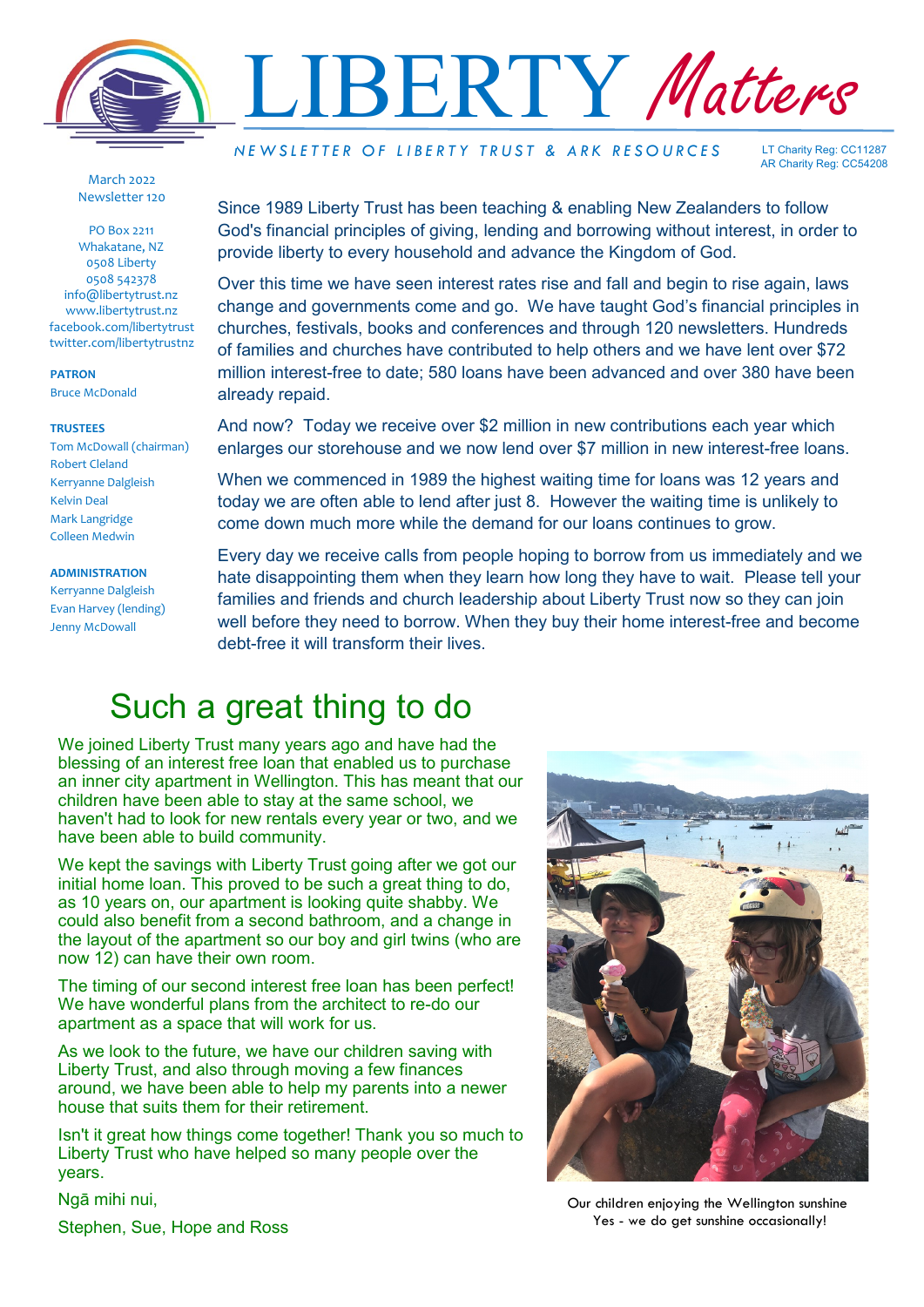# LIBERTY *Matters*

*NEWSLETTER OF LIBERTY TRUST & ARK RESOURCES*

LT Charity Reg: CC11287
AR Charity Reg: CC54208

March 2022
Newsletter 120

PO Box 2211
Whakatane, NZ
0508 Liberty
0508 542378
info@libertytrust.nz
www.libertytrust.nz
facebook.com/libertytrust
twitter.com/libertytrustnz

**PATRON**
Bruce McDonald

**TRUSTEES**
Tom McDowall (chairman)
Robert Cleland
Kerryanne Dalgleish
Kelvin Deal
Mark Langridge
Colleen Medwin

**ADMINISTRATION**
Kerryanne Dalgleish
Evan Harvey (lending)
Jenny McDowall

Since 1989 Liberty Trust has been teaching & enabling New Zealanders to follow God's financial principles of giving, lending and borrowing without interest, in order to provide liberty to every household and advance the Kingdom of God.

Over this time we have seen interest rates rise and fall and begin to rise again, laws change and governments come and go. We have taught God's financial principles in churches, festivals, books and conferences and through 120 newsletters. Hundreds of families and churches have contributed to help others and we have lent over $72 million interest-free to date; 580 loans have been advanced and over 380 have been already repaid.

And now? Today we receive over $2 million in new contributions each year which enlarges our storehouse and we now lend over $7 million in new interest-free loans.

When we commenced in 1989 the highest waiting time for loans was 12 years and today we are often able to lend after just 8. However the waiting time is unlikely to come down much more while the demand for our loans continues to grow.

Every day we receive calls from people hoping to borrow from us immediately and we hate disappointing them when they learn how long they have to wait. Please tell your families and friends and church leadership about Liberty Trust now so they can join well before they need to borrow. When they buy their home interest-free and become debt-free it will transform their lives.

## Such a great thing to do

We joined Liberty Trust many years ago and have had the blessing of an interest free loan that enabled us to purchase an inner city apartment in Wellington. This has meant that our children have been able to stay at the same school, we haven't had to look for new rentals every year or two, and we have been able to build community.

We kept the savings with Liberty Trust going after we got our initial home loan. This proved to be such a great thing to do, as 10 years on, our apartment is looking quite shabby. We could also benefit from a second bathroom, and a change in the layout of the apartment so our boy and girl twins (who are now 12) can have their own room.

The timing of our second interest free loan has been perfect! We have wonderful plans from the architect to re-do our apartment as a space that will work for us.

As we look to the future, we have our children saving with Liberty Trust, and also through moving a few finances around, we have been able to help my parents into a newer house that suits them for their retirement.

Isn't it great how things come together! Thank you so much to Liberty Trust who have helped so many people over the years.

Ngā mihi nui,

Stephen, Sue, Hope and Ross

Our children enjoying the Wellington sunshine
Yes - we do get sunshine occasionally!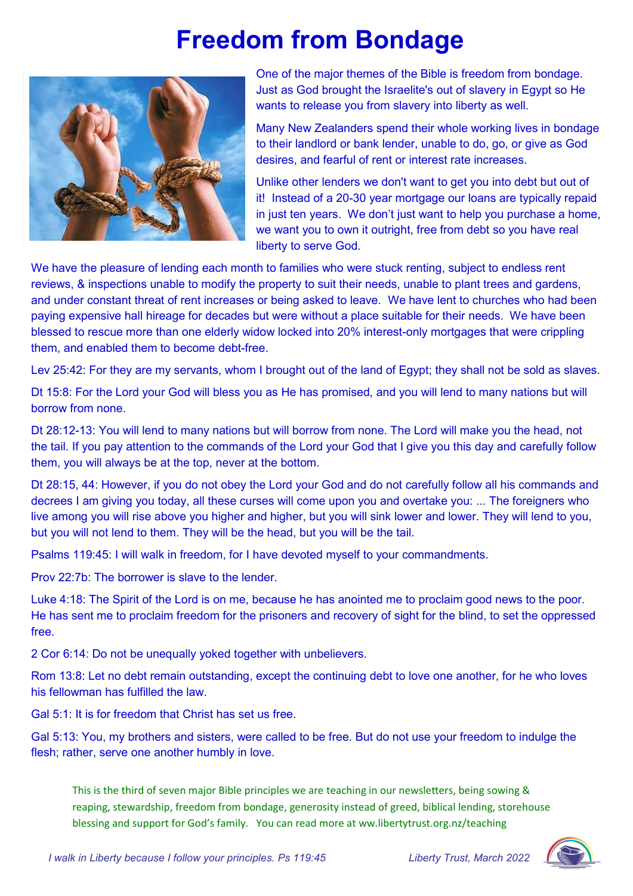# Freedom from Bondage

One of the major themes of the Bible is freedom from bondage. Just as God brought the Israelite's out of slavery in Egypt so He wants to release you from slavery into liberty as well.

Many New Zealanders spend their whole working lives in bondage to their landlord or bank lender, unable to do, go, or give as God desires, and fearful of rent or interest rate increases.

Unlike other lenders we don't want to get you into debt but out of it! Instead of a 20-30 year mortgage our loans are typically repaid in just ten years. We don't just want to help you purchase a home, we want you to own it outright, free from debt so you have real liberty to serve God.

We have the pleasure of lending each month to families who were stuck renting, subject to endless rent reviews, & inspections unable to modify the property to suit their needs, unable to plant trees and gardens, and under constant threat of rent increases or being asked to leave. We have lent to churches who had been paying expensive hall hireage for decades but were without a place suitable for their needs. We have been blessed to rescue more than one elderly widow locked into 20% interest-only mortgages that were crippling them, and enabled them to become debt-free.

Lev 25:42: For they are my servants, whom I brought out of the land of Egypt; they shall not be sold as slaves.

Dt 15:8: For the Lord your God will bless you as He has promised, and you will lend to many nations but will borrow from none.

Dt 28:12-13: You will lend to many nations but will borrow from none. The Lord will make you the head, not the tail. If you pay attention to the commands of the Lord your God that I give you this day and carefully follow them, you will always be at the top, never at the bottom.

Dt 28:15, 44: However, if you do not obey the Lord your God and do not carefully follow all his commands and decrees I am giving you today, all these curses will come upon you and overtake you: ... The foreigners who live among you will rise above you higher and higher, but you will sink lower and lower. They will lend to you, but you will not lend to them. They will be the head, but you will be the tail.

Psalms 119:45: I will walk in freedom, for I have devoted myself to your commandments.

Prov 22:7b: The borrower is slave to the lender.

Luke 4:18: The Spirit of the Lord is on me, because he has anointed me to proclaim good news to the poor. He has sent me to proclaim freedom for the prisoners and recovery of sight for the blind, to set the oppressed free.

2 Cor 6:14: Do not be unequally yoked together with unbelievers.

Rom 13:8: Let no debt remain outstanding, except the continuing debt to love one another, for he who loves his fellowman has fulfilled the law.

Gal 5:1: It is for freedom that Christ has set us free.

Gal 5:13: You, my brothers and sisters, were called to be free. But do not use your freedom to indulge the flesh; rather, serve one another humbly in love.

This is the third of seven major Bible principles we are teaching in our newsletters, being sowing & reaping, stewardship, freedom from bondage, generosity instead of greed, biblical lending, storehouse blessing and support for God's family. You can read more at ww.libertytrust.org.nz/teaching

*I walk in Liberty because I follow your principles. Ps 119:45* *Liberty Trust, March 2022*